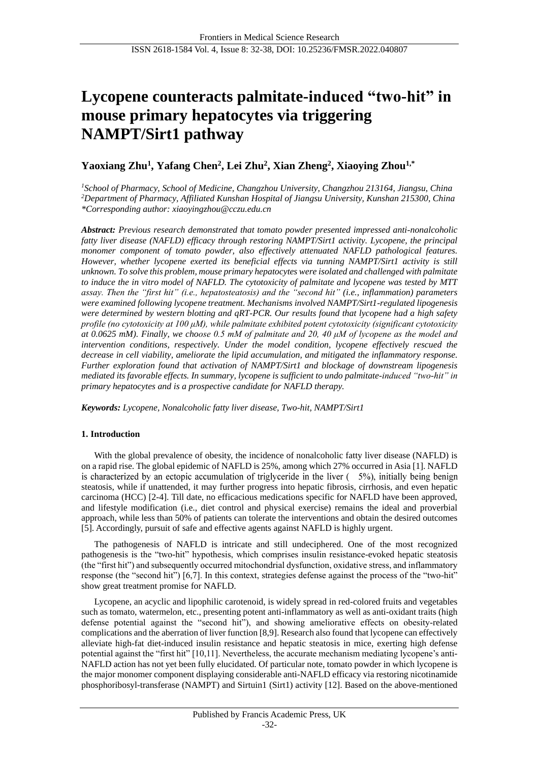# Lycopene counteracts palmitate-induced "two-hit" in mouse primary hepatocytes via triggering NAMPT/Sirt1 pathway

**Yaoxiang Zhu[1], Yafang Chen[2], Lei Zhu[2], Xian Zheng[2], Xiaoying Zhou[1,*]**

*[1]School of Pharmacy, School of Medicine, Changzhou University, Changzhou 213164, Jiangsu, China*
*[2]Department of Pharmacy, Affiliated Kunshan Hospital of Jiangsu University, Kunshan 215300, China*
*\*Corresponding author: xiaoyingzhou@cczu.edu.cn*

***Abstract:*** *Previous research demonstrated that tomato powder presented impressed anti-nonalcoholic fatty liver disease (NAFLD) efficacy through restoring NAMPT/Sirt1 activity. Lycopene, the principal monomer component of tomato powder, also effectively attenuated NAFLD pathological features. However, whether lycopene exerted its beneficial effects via tunning NAMPT/Sirt1 activity is still unknown. To solve this problem, mouse primary hepatocytes were isolated and challenged with palmitate to induce the in vitro model of NAFLD. The cytotoxicity of palmitate and lycopene was tested by MTT assay. Then the "first hit" (i.e., hepatosteatosis) and the "second hit" (i.e., inflammation) parameters were examined following lycopene treatment. Mechanisms involved NAMPT/Sirt1-regulated lipogenesis were determined by western blotting and qRT-PCR. Our results found that lycopene had a high safety profile (no cytotoxicity at 100 μM), while palmitate exhibited potent cytotoxicity (significant cytotoxicity at 0.0625 mM). Finally, we choose 0.5 mM of palmitate and 20, 40 μM of lycopene as the model and intervention conditions, respectively. Under the model condition, lycopene effectively rescued the decrease in cell viability, ameliorate the lipid accumulation, and mitigated the inflammatory response. Further exploration found that activation of NAMPT/Sirt1 and blockage of downstream lipogenesis mediated its favorable effects. In summary, lycopene is sufficient to undo palmitate-induced "two-hit" in primary hepatocytes and is a prospective candidate for NAFLD therapy.*

***Keywords:*** *Lycopene, Nonalcoholic fatty liver disease, Two-hit, NAMPT/Sirt1*

## 1. Introduction

With the global prevalence of obesity, the incidence of nonalcoholic fatty liver disease (NAFLD) is on a rapid rise. The global epidemic of NAFLD is 25%, among which 27% occurred in Asia [1]. NAFLD is characterized by an ectopic accumulation of triglyceride in the liver (≥5%), initially being benign steatosis, while if unattended, it may further progress into hepatic fibrosis, cirrhosis, and even hepatic carcinoma (HCC) [2-4]. Till date, no efficacious medications specific for NAFLD have been approved, and lifestyle modification (i.e., diet control and physical exercise) remains the ideal and proverbial approach, while less than 50% of patients can tolerate the interventions and obtain the desired outcomes [5]. Accordingly, pursuit of safe and effective agents against NAFLD is highly urgent.

The pathogenesis of NAFLD is intricate and still undeciphered. One of the most recognized pathogenesis is the "two-hit" hypothesis, which comprises insulin resistance-evoked hepatic steatosis (the "first hit") and subsequently occurred mitochondrial dysfunction, oxidative stress, and inflammatory response (the "second hit") [6,7]. In this context, strategies defense against the process of the "two-hit" show great treatment promise for NAFLD.

Lycopene, an acyclic and lipophilic carotenoid, is widely spread in red-colored fruits and vegetables such as tomato, watermelon, etc., presenting potent anti-inflammatory as well as anti-oxidant traits (high defense potential against the "second hit"), and showing ameliorative effects on obesity-related complications and the aberration of liver function [8,9]. Research also found that lycopene can effectively alleviate high-fat diet-induced insulin resistance and hepatic steatosis in mice, exerting high defense potential against the "first hit" [10,11]. Nevertheless, the accurate mechanism mediating lycopene's anti-NAFLD action has not yet been fully elucidated. Of particular note, tomato powder in which lycopene is the major monomer component displaying considerable anti-NAFLD efficacy via restoring nicotinamide phosphoribosyl-transferase (NAMPT) and Sirtuin1 (Sirt1) activity [12]. Based on the above-mentioned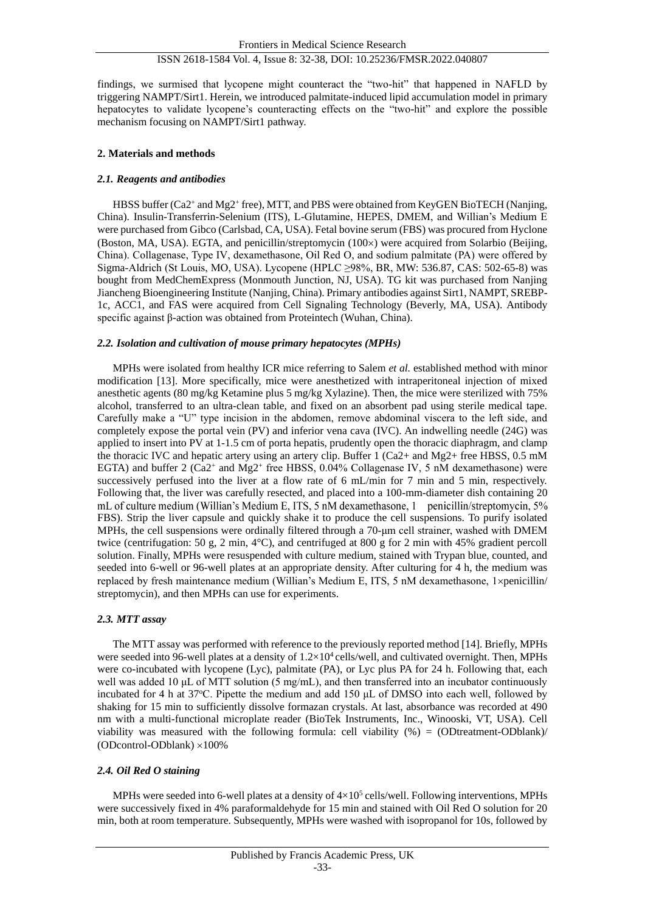findings, we surmised that lycopene might counteract the "two-hit" that happened in NAFLD by triggering NAMPT/Sirt1. Herein, we introduced palmitate-induced lipid accumulation model in primary hepatocytes to validate lycopene's counteracting effects on the "two-hit" and explore the possible mechanism focusing on NAMPT/Sirt1 pathway.

## 2. Materials and methods

### *2.1. Reagents and antibodies*

HBSS buffer ($Ca2^+$ and $Mg2^+$ free), MTT, and PBS were obtained from KeyGEN BioTECH (Nanjing, China). Insulin-Transferrin-Selenium (ITS), L-Glutamine, HEPES, DMEM, and Willian's Medium E were purchased from Gibco (Carlsbad, CA, USA). Fetal bovine serum (FBS) was procured from Hyclone (Boston, MA, USA). EGTA, and penicillin/streptomycin (100×) were acquired from Solarbio (Beijing, China). Collagenase, Type IV, dexamethasone, Oil Red O, and sodium palmitate (PA) were offered by Sigma-Aldrich (St Louis, MO, USA). Lycopene (HPLC ≥98%, BR, MW: 536.87, CAS: 502-65-8) was bought from MedChemExpress (Monmouth Junction, NJ, USA). TG kit was purchased from Nanjing Jiancheng Bioengineering Institute (Nanjing, China). Primary antibodies against Sirt1, NAMPT, SREBP-1c, ACC1, and FAS were acquired from Cell Signaling Technology (Beverly, MA, USA). Antibody specific against β-action was obtained from Proteintech (Wuhan, China).

### *2.2. Isolation and cultivation of mouse primary hepatocytes (MPHs)*

MPHs were isolated from healthy ICR mice referring to Salem *et al.* established method with minor modification [13]. More specifically, mice were anesthetized with intraperitoneal injection of mixed anesthetic agents (80 mg/kg Ketamine plus 5 mg/kg Xylazine). Then, the mice were sterilized with 75% alcohol, transferred to an ultra-clean table, and fixed on an absorbent pad using sterile medical tape. Carefully make a "U" type incision in the abdomen, remove abdominal viscera to the left side, and completely expose the portal vein (PV) and inferior vena cava (IVC). An indwelling needle (24G) was applied to insert into PV at 1-1.5 cm of porta hepatis, prudently open the thoracic diaphragm, and clamp the thoracic IVC and hepatic artery using an artery clip. Buffer 1 (Ca2+ and Mg2+ free HBSS, 0.5 mM EGTA) and buffer 2 ($Ca2^+$ and $Mg2^+$ free HBSS, 0.04% Collagenase IV, 5 nM dexamethasone) were successively perfused into the liver at a flow rate of 6 mL/min for 7 min and 5 min, respectively. Following that, the liver was carefully resected, and placed into a 100-mm-diameter dish containing 20 mL of culture medium (Willian's Medium E, ITS, 5 nM dexamethasone, 1 penicillin/streptomycin, 5% FBS). Strip the liver capsule and quickly shake it to produce the cell suspensions. To purify isolated MPHs, the cell suspensions were ordinally filtered through a 70-μm cell strainer, washed with DMEM twice (centrifugation: 50 g, 2 min, 4°C), and centrifuged at 800 g for 2 min with 45% gradient percoll solution. Finally, MPHs were resuspended with culture medium, stained with Trypan blue, counted, and seeded into 6-well or 96-well plates at an appropriate density. After culturing for 4 h, the medium was replaced by fresh maintenance medium (Willian's Medium E, ITS, 5 nM dexamethasone, 1×penicillin/ streptomycin), and then MPHs can use for experiments.

### *2.3. MTT assay*

The MTT assay was performed with reference to the previously reported method [14]. Briefly, MPHs were seeded into 96-well plates at a density of $1.2\times10^4$ cells/well, and cultivated overnight. Then, MPHs were co-incubated with lycopene (Lyc), palmitate (PA), or Lyc plus PA for 24 h. Following that, each well was added 10 μL of MTT solution (5 mg/mL), and then transferred into an incubator continuously incubated for 4 h at 37°C. Pipette the medium and add 150 μL of DMSO into each well, followed by shaking for 15 min to sufficiently dissolve formazan crystals. At last, absorbance was recorded at 490 nm with a multi-functional microplate reader (BioTek Instruments, Inc., Winooski, VT, USA). Cell viability was measured with the following formula: cell viability (%) = (ODtreatment-ODblank)/ (ODcontrol-ODblank) ×100%

### *2.4. Oil Red O staining*

MPHs were seeded into 6-well plates at a density of $4\times10^5$ cells/well. Following interventions, MPHs were successively fixed in 4% paraformaldehyde for 15 min and stained with Oil Red O solution for 20 min, both at room temperature. Subsequently, MPHs were washed with isopropanol for 10s, followed by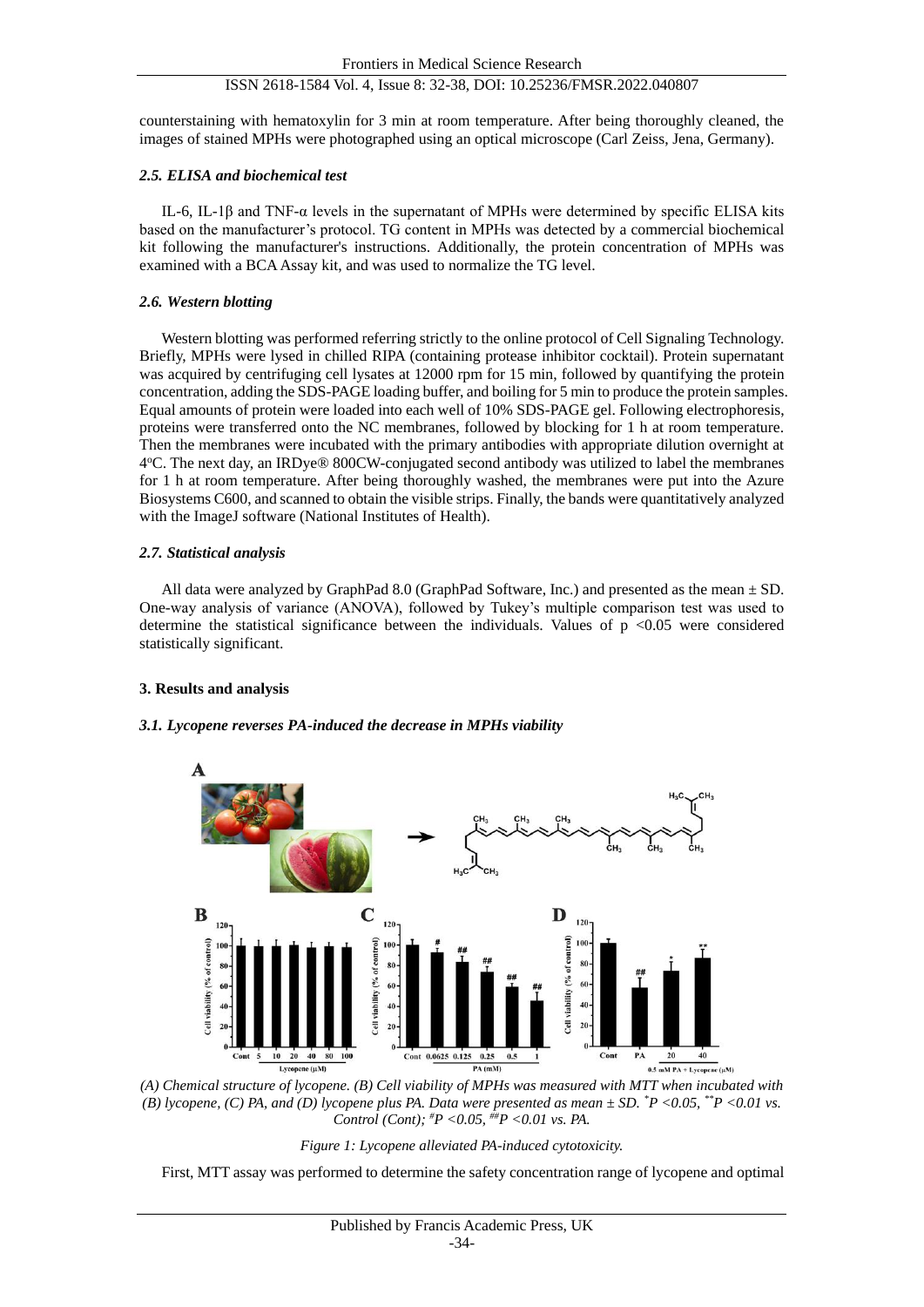counterstaining with hematoxylin for 3 min at room temperature. After being thoroughly cleaned, the images of stained MPHs were photographed using an optical microscope (Carl Zeiss, Jena, Germany).

### *2.5. ELISA and biochemical test*

IL-6, IL-1β and TNF-α levels in the supernatant of MPHs were determined by specific ELISA kits based on the manufacturer's protocol. TG content in MPHs was detected by a commercial biochemical kit following the manufacturer's instructions. Additionally, the protein concentration of MPHs was examined with a BCA Assay kit, and was used to normalize the TG level.

### *2.6. Western blotting*

Western blotting was performed referring strictly to the online protocol of Cell Signaling Technology. Briefly, MPHs were lysed in chilled RIPA (containing protease inhibitor cocktail). Protein supernatant was acquired by centrifuging cell lysates at 12000 rpm for 15 min, followed by quantifying the protein concentration, adding the SDS-PAGE loading buffer, and boiling for 5 min to produce the protein samples. Equal amounts of protein were loaded into each well of 10% SDS-PAGE gel. Following electrophoresis, proteins were transferred onto the NC membranes, followed by blocking for 1 h at room temperature. Then the membranes were incubated with the primary antibodies with appropriate dilution overnight at 4ºC. The next day, an IRDye® 800CW-conjugated second antibody was utilized to label the membranes for 1 h at room temperature. After being thoroughly washed, the membranes were put into the Azure Biosystems C600, and scanned to obtain the visible strips. Finally, the bands were quantitatively analyzed with the ImageJ software (National Institutes of Health).

### *2.7. Statistical analysis*

All data were analyzed by GraphPad 8.0 (GraphPad Software, Inc.) and presented as the mean ± SD. One-way analysis of variance (ANOVA), followed by Tukey's multiple comparison test was used to determine the statistical significance between the individuals. Values of $p < 0.05$ were considered statistically significant.

## 3. Results and analysis

### *3.1. Lycopene reverses PA-induced the decrease in MPHs viability*

*(A) Chemical structure of lycopene. (B) Cell viability of MPHs was measured with MTT when incubated with (B) lycopene, (C) PA, and (D) lycopene plus PA. Data were presented as mean ± SD. \*P <0.05, \*\*P <0.01 vs. Control (Cont); #P <0.05, ##P <0.01 vs. PA.*

*Figure 1: Lycopene alleviated PA-induced cytotoxicity.*

First, MTT assay was performed to determine the safety concentration range of lycopene and optimal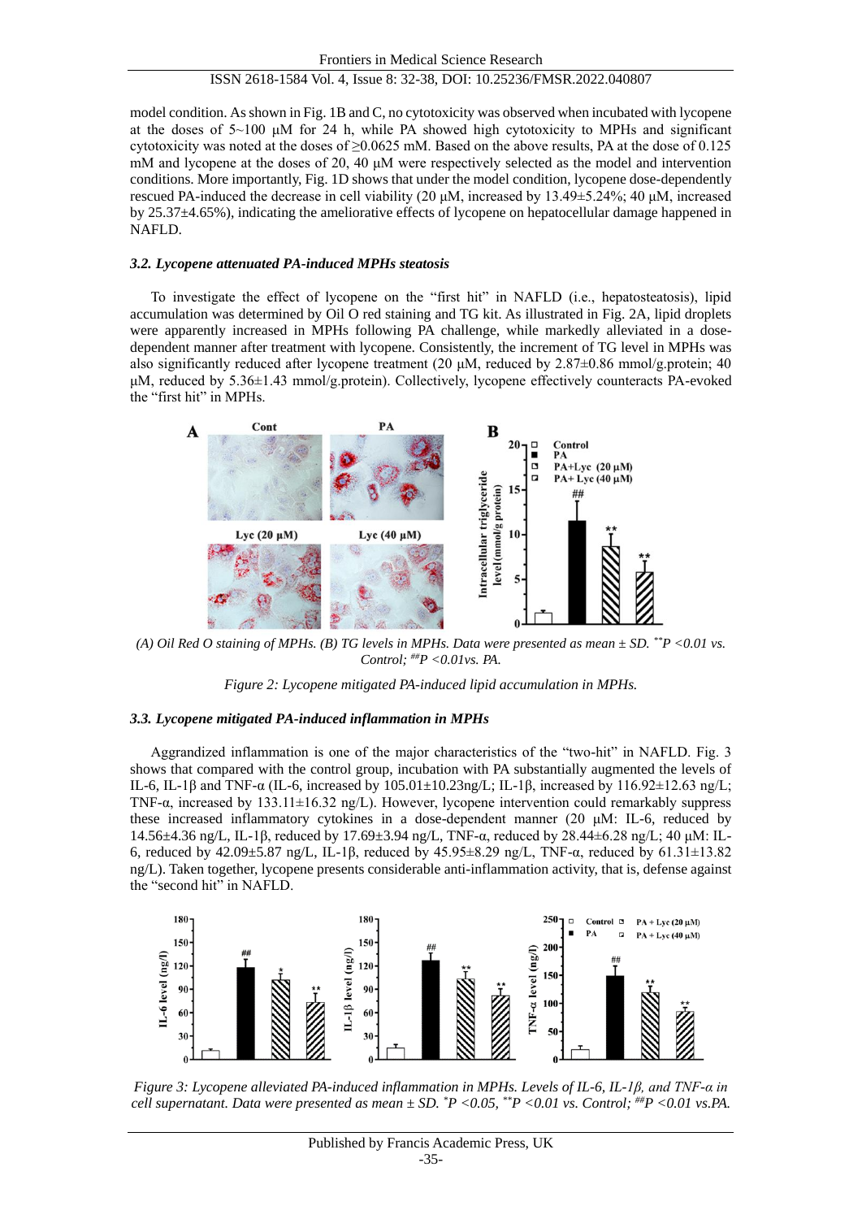model condition. As shown in Fig. 1B and C, no cytotoxicity was observed when incubated with lycopene at the doses of 5~100 μM for 24 h, while PA showed high cytotoxicity to MPHs and significant cytotoxicity was noted at the doses of ≥0.0625 mM. Based on the above results, PA at the dose of 0.125 mM and lycopene at the doses of 20, 40 μM were respectively selected as the model and intervention conditions. More importantly, Fig. 1D shows that under the model condition, lycopene dose-dependently rescued PA-induced the decrease in cell viability (20 μM, increased by 13.49±5.24%; 40 μM, increased by 25.37±4.65%), indicating the ameliorative effects of lycopene on hepatocellular damage happened in NAFLD.

### *3.2. Lycopene attenuated PA-induced MPHs steatosis*

To investigate the effect of lycopene on the "first hit" in NAFLD (i.e., hepatosteatosis), lipid accumulation was determined by Oil O red staining and TG kit. As illustrated in Fig. 2A, lipid droplets were apparently increased in MPHs following PA challenge, while markedly alleviated in a dose-dependent manner after treatment with lycopene. Consistently, the increment of TG level in MPHs was also significantly reduced after lycopene treatment (20 μM, reduced by 2.87±0.86 mmol/g.protein; 40 μM, reduced by 5.36±1.43 mmol/g.protein). Collectively, lycopene effectively counteracts PA-evoked the "first hit" in MPHs.

*(A) Oil Red O staining of MPHs. (B) TG levels in MPHs. Data were presented as mean ± SD. \*\*P <0.01 vs. Control; ##P <0.01vs. PA.*

*Figure 2: Lycopene mitigated PA-induced lipid accumulation in MPHs.*

### *3.3. Lycopene mitigated PA-induced inflammation in MPHs*

Aggrandized inflammation is one of the major characteristics of the "two-hit" in NAFLD. Fig. 3 shows that compared with the control group, incubation with PA substantially augmented the levels of IL-6, IL-1β and TNF-α (IL-6, increased by 105.01±10.23ng/L; IL-1β, increased by 116.92±12.63 ng/L; TNF-α, increased by 133.11±16.32 ng/L). However, lycopene intervention could remarkably suppress these increased inflammatory cytokines in a dose-dependent manner (20 μM: IL-6, reduced by 14.56±4.36 ng/L, IL-1β, reduced by 17.69±3.94 ng/L, TNF-α, reduced by 28.44±6.28 ng/L; 40 μM: IL-6, reduced by 42.09±5.87 ng/L, IL-1β, reduced by 45.95±8.29 ng/L, TNF-α, reduced by 61.31±13.82 ng/L). Taken together, lycopene presents considerable anti-inflammation activity, that is, defense against the "second hit" in NAFLD.

*Figure 3: Lycopene alleviated PA-induced inflammation in MPHs. Levels of IL-6, IL-1β, and TNF-α in cell supernatant. Data were presented as mean ± SD. \*P <0.05, \*\*P <0.01 vs. Control; ##P <0.01 vs.PA.*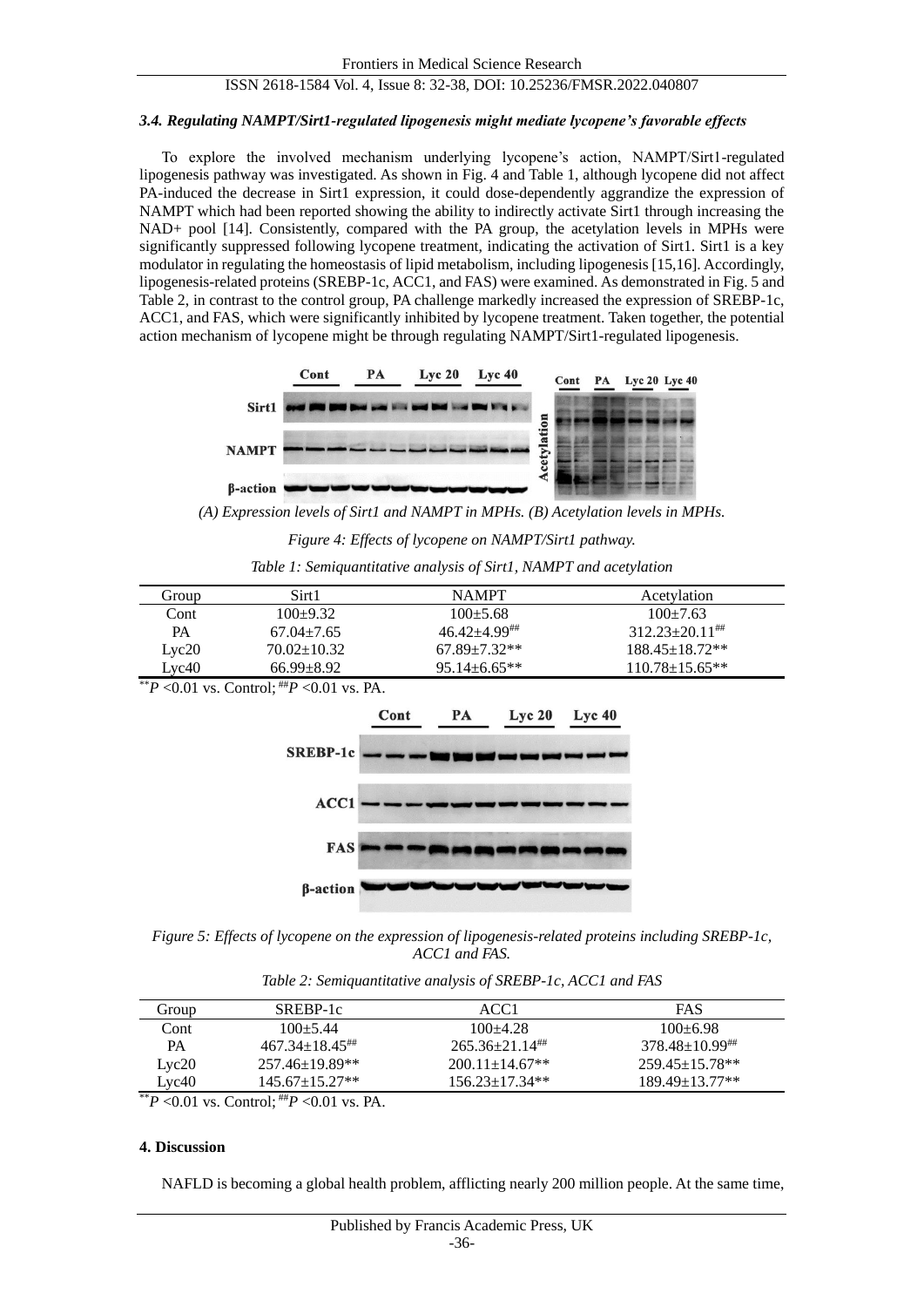### *3.4. Regulating NAMPT/Sirt1-regulated lipogenesis might mediate lycopene's favorable effects*

To explore the involved mechanism underlying lycopene's action, NAMPT/Sirt1-regulated lipogenesis pathway was investigated. As shown in Fig. 4 and Table 1, although lycopene did not affect PA-induced the decrease in Sirt1 expression, it could dose-dependently aggrandize the expression of NAMPT which had been reported showing the ability to indirectly activate Sirt1 through increasing the NAD+ pool [14]. Consistently, compared with the PA group, the acetylation levels in MPHs were significantly suppressed following lycopene treatment, indicating the activation of Sirt1. Sirt1 is a key modulator in regulating the homeostasis of lipid metabolism, including lipogenesis [15,16]. Accordingly, lipogenesis-related proteins (SREBP-1c, ACC1, and FAS) were examined. As demonstrated in Fig. 5 and Table 2, in contrast to the control group, PA challenge markedly increased the expression of SREBP-1c, ACC1, and FAS, which were significantly inhibited by lycopene treatment. Taken together, the potential action mechanism of lycopene might be through regulating NAMPT/Sirt1-regulated lipogenesis.

*(A) Expression levels of Sirt1 and NAMPT in MPHs. (B) Acetylation levels in MPHs.*

*Figure 4: Effects of lycopene on NAMPT/Sirt1 pathway.*

*Table 1: Semiquantitative analysis of Sirt1, NAMPT and acetylation*

| Group | Sirt1 | NAMPT | Acetylation |
|---|---|---|---|
| Cont | 100±9.32 | 100±5.68 | 100±7.63 |
| PA | 67.04±7.65 | 46.42±4.99## | 312.23±20.11## |
| Lyc20 | 70.02±10.32 | 67.89±7.32** | 188.45±18.72** |
| Lyc40 | 66.99±8.92 | 95.14±6.65** | 110.78±15.65** |

**$P$ <0.01 vs. Control; ##$P$ <0.01 vs. PA.

*Figure 5: Effects of lycopene on the expression of lipogenesis-related proteins including SREBP-1c, ACC1 and FAS.*

*Table 2: Semiquantitative analysis of SREBP-1c, ACC1 and FAS*

| Group | SREBP-1c | ACC1 | FAS |
|---|---|---|---|
| Cont | 100±5.44 | 100±4.28 | 100±6.98 |
| PA | 467.34±18.45## | 265.36±21.14## | 378.48±10.99## |
| Lyc20 | 257.46±19.89** | 200.11±14.67** | 259.45±15.78** |
| Lyc40 | 145.67±15.27** | 156.23±17.34** | 189.49±13.77** |

**$P$ <0.01 vs. Control; ##$P$ <0.01 vs. PA.

## 4. Discussion

NAFLD is becoming a global health problem, afflicting nearly 200 million people. At the same time,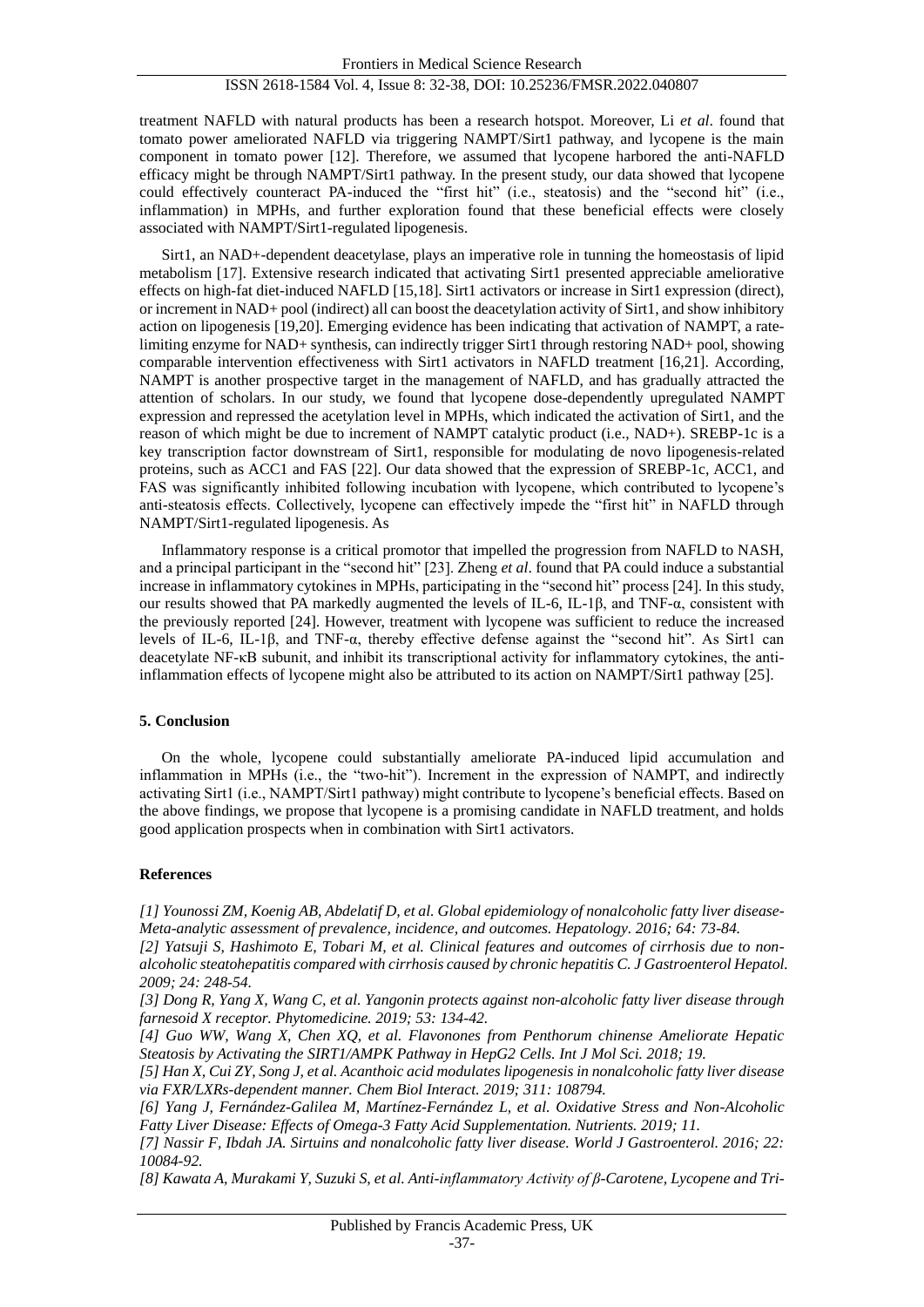treatment NAFLD with natural products has been a research hotspot. Moreover, Li *et al*. found that tomato power ameliorated NAFLD via triggering NAMPT/Sirt1 pathway, and lycopene is the main component in tomato power [12]. Therefore, we assumed that lycopene harbored the anti-NAFLD efficacy might be through NAMPT/Sirt1 pathway. In the present study, our data showed that lycopene could effectively counteract PA-induced the "first hit" (i.e., steatosis) and the "second hit" (i.e., inflammation) in MPHs, and further exploration found that these beneficial effects were closely associated with NAMPT/Sirt1-regulated lipogenesis.

Sirt1, an NAD+-dependent deacetylase, plays an imperative role in tunning the homeostasis of lipid metabolism [17]. Extensive research indicated that activating Sirt1 presented appreciable ameliorative effects on high-fat diet-induced NAFLD [15,18]. Sirt1 activators or increase in Sirt1 expression (direct), or increment in NAD+ pool (indirect) all can boost the deacetylation activity of Sirt1, and show inhibitory action on lipogenesis [19,20]. Emerging evidence has been indicating that activation of NAMPT, a rate-limiting enzyme for NAD+ synthesis, can indirectly trigger Sirt1 through restoring NAD+ pool, showing comparable intervention effectiveness with Sirt1 activators in NAFLD treatment [16,21]. According, NAMPT is another prospective target in the management of NAFLD, and has gradually attracted the attention of scholars. In our study, we found that lycopene dose-dependently upregulated NAMPT expression and repressed the acetylation level in MPHs, which indicated the activation of Sirt1, and the reason of which might be due to increment of NAMPT catalytic product (i.e., NAD+). SREBP-1c is a key transcription factor downstream of Sirt1, responsible for modulating de novo lipogenesis-related proteins, such as ACC1 and FAS [22]. Our data showed that the expression of SREBP-1c, ACC1, and FAS was significantly inhibited following incubation with lycopene, which contributed to lycopene's anti-steatosis effects. Collectively, lycopene can effectively impede the "first hit" in NAFLD through NAMPT/Sirt1-regulated lipogenesis. As

Inflammatory response is a critical promotor that impelled the progression from NAFLD to NASH, and a principal participant in the "second hit" [23]. Zheng *et al*. found that PA could induce a substantial increase in inflammatory cytokines in MPHs, participating in the "second hit" process [24]. In this study, our results showed that PA markedly augmented the levels of IL-6, IL-1β, and TNF-α, consistent with the previously reported [24]. However, treatment with lycopene was sufficient to reduce the increased levels of IL-6, IL-1β, and TNF-α, thereby effective defense against the "second hit". As Sirt1 can deacetylate NF-κB subunit, and inhibit its transcriptional activity for inflammatory cytokines, the anti-inflammation effects of lycopene might also be attributed to its action on NAMPT/Sirt1 pathway [25].

## 5. Conclusion

On the whole, lycopene could substantially ameliorate PA-induced lipid accumulation and inflammation in MPHs (i.e., the "two-hit"). Increment in the expression of NAMPT, and indirectly activating Sirt1 (i.e., NAMPT/Sirt1 pathway) might contribute to lycopene's beneficial effects. Based on the above findings, we propose that lycopene is a promising candidate in NAFLD treatment, and holds good application prospects when in combination with Sirt1 activators.

## References

*[1] Younossi ZM, Koenig AB, Abdelatif D, et al. Global epidemiology of nonalcoholic fatty liver disease-Meta-analytic assessment of prevalence, incidence, and outcomes. Hepatology. 2016; 64: 73-84.*

*[2] Yatsuji S, Hashimoto E, Tobari M, et al. Clinical features and outcomes of cirrhosis due to non-alcoholic steatohepatitis compared with cirrhosis caused by chronic hepatitis C. J Gastroenterol Hepatol. 2009; 24: 248-54.*

*[3] Dong R, Yang X, Wang C, et al. Yangonin protects against non-alcoholic fatty liver disease through farnesoid X receptor. Phytomedicine. 2019; 53: 134-42.*

*[4] Guo WW, Wang X, Chen XQ, et al. Flavonones from Penthorum chinense Ameliorate Hepatic Steatosis by Activating the SIRT1/AMPK Pathway in HepG2 Cells. Int J Mol Sci. 2018; 19.*

*[5] Han X, Cui ZY, Song J, et al. Acanthoic acid modulates lipogenesis in nonalcoholic fatty liver disease via FXR/LXRs-dependent manner. Chem Biol Interact. 2019; 311: 108794.*

*[6] Yang J, Fernández-Galilea M, Martínez-Fernández L, et al. Oxidative Stress and Non-Alcoholic Fatty Liver Disease: Effects of Omega-3 Fatty Acid Supplementation. Nutrients. 2019; 11.*

*[7] Nassir F, Ibdah JA. Sirtuins and nonalcoholic fatty liver disease. World J Gastroenterol. 2016; 22: 10084-92.*

*[8] Kawata A, Murakami Y, Suzuki S, et al. Anti-inflammatory Activity of β-Carotene, Lycopene and Tri-*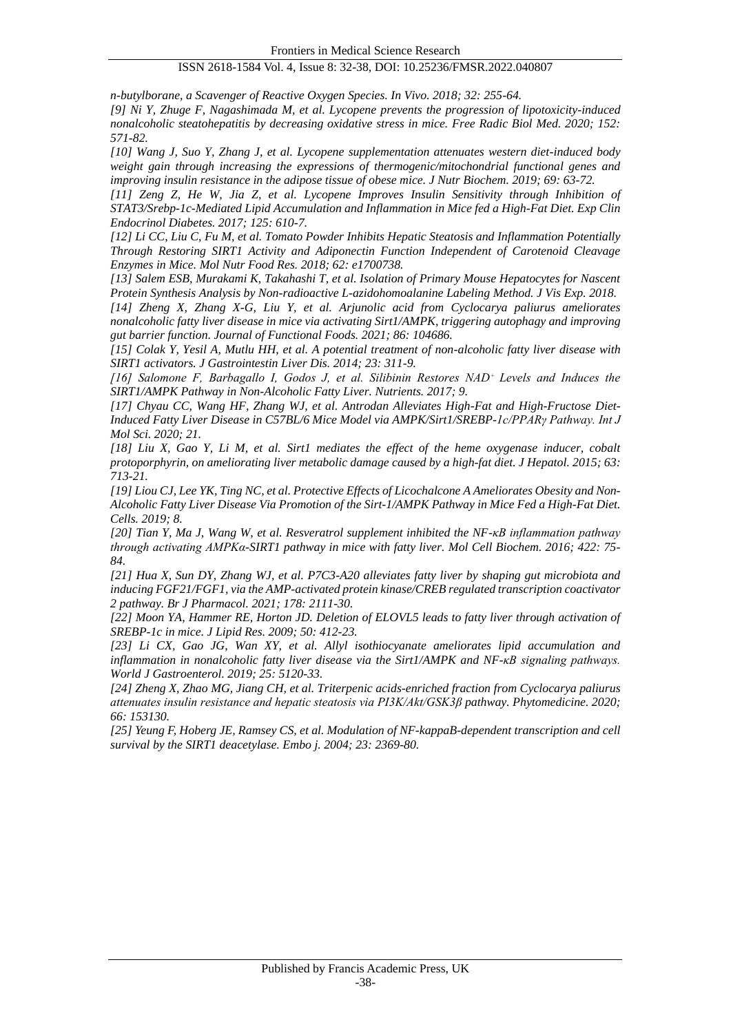*n-butylborane, a Scavenger of Reactive Oxygen Species. In Vivo. 2018; 32: 255-64.*

*[9] Ni Y, Zhuge F, Nagashimada M, et al. Lycopene prevents the progression of lipotoxicity-induced nonalcoholic steatohepatitis by decreasing oxidative stress in mice. Free Radic Biol Med. 2020; 152: 571-82.*

*[10] Wang J, Suo Y, Zhang J, et al. Lycopene supplementation attenuates western diet-induced body weight gain through increasing the expressions of thermogenic/mitochondrial functional genes and improving insulin resistance in the adipose tissue of obese mice. J Nutr Biochem. 2019; 69: 63-72.*

*[11] Zeng Z, He W, Jia Z, et al. Lycopene Improves Insulin Sensitivity through Inhibition of STAT3/Srebp-1c-Mediated Lipid Accumulation and Inflammation in Mice fed a High-Fat Diet. Exp Clin Endocrinol Diabetes. 2017; 125: 610-7.*

*[12] Li CC, Liu C, Fu M, et al. Tomato Powder Inhibits Hepatic Steatosis and Inflammation Potentially Through Restoring SIRT1 Activity and Adiponectin Function Independent of Carotenoid Cleavage Enzymes in Mice. Mol Nutr Food Res. 2018; 62: e1700738.*

*[13] Salem ESB, Murakami K, Takahashi T, et al. Isolation of Primary Mouse Hepatocytes for Nascent Protein Synthesis Analysis by Non-radioactive L-azidohomoalanine Labeling Method. J Vis Exp. 2018.*

*[14] Zheng X, Zhang X-G, Liu Y, et al. Arjunolic acid from Cyclocarya paliurus ameliorates nonalcoholic fatty liver disease in mice via activating Sirt1/AMPK, triggering autophagy and improving gut barrier function. Journal of Functional Foods. 2021; 86: 104686.*

*[15] Colak Y, Yesil A, Mutlu HH, et al. A potential treatment of non-alcoholic fatty liver disease with SIRT1 activators. J Gastrointestin Liver Dis. 2014; 23: 311-9.*

*[16] Salomone F, Barbagallo I, Godos J, et al. Silibinin Restores $NAD^+$ Levels and Induces the SIRT1/AMPK Pathway in Non-Alcoholic Fatty Liver. Nutrients. 2017; 9.*

*[17] Chyau CC, Wang HF, Zhang WJ, et al. Antrodan Alleviates High-Fat and High-Fructose Diet-Induced Fatty Liver Disease in C57BL/6 Mice Model via AMPK/Sirt1/SREBP-1c/PPARγ Pathway. Int J Mol Sci. 2020; 21.*

*[18] Liu X, Gao Y, Li M, et al. Sirt1 mediates the effect of the heme oxygenase inducer, cobalt protoporphyrin, on ameliorating liver metabolic damage caused by a high-fat diet. J Hepatol. 2015; 63: 713-21.*

*[19] Liou CJ, Lee YK, Ting NC, et al. Protective Effects of Licochalcone A Ameliorates Obesity and Non-Alcoholic Fatty Liver Disease Via Promotion of the Sirt-1/AMPK Pathway in Mice Fed a High-Fat Diet. Cells. 2019; 8.*

*[20] Tian Y, Ma J, Wang W, et al. Resveratrol supplement inhibited the NF-κB inflammation pathway through activating AMPKα-SIRT1 pathway in mice with fatty liver. Mol Cell Biochem. 2016; 422: 75-84.*

*[21] Hua X, Sun DY, Zhang WJ, et al. P7C3-A20 alleviates fatty liver by shaping gut microbiota and inducing FGF21/FGF1, via the AMP-activated protein kinase/CREB regulated transcription coactivator 2 pathway. Br J Pharmacol. 2021; 178: 2111-30.*

*[22] Moon YA, Hammer RE, Horton JD. Deletion of ELOVL5 leads to fatty liver through activation of SREBP-1c in mice. J Lipid Res. 2009; 50: 412-23.*

*[23] Li CX, Gao JG, Wan XY, et al. Allyl isothiocyanate ameliorates lipid accumulation and inflammation in nonalcoholic fatty liver disease via the Sirt1/AMPK and NF-κB signaling pathways. World J Gastroenterol. 2019; 25: 5120-33.*

*[24] Zheng X, Zhao MG, Jiang CH, et al. Triterpenic acids-enriched fraction from Cyclocarya paliurus attenuates insulin resistance and hepatic steatosis via PI3K/Akt/GSK3β pathway. Phytomedicine. 2020; 66: 153130.*

*[25] Yeung F, Hoberg JE, Ramsey CS, et al. Modulation of NF-kappaB-dependent transcription and cell survival by the SIRT1 deacetylase. Embo j. 2004; 23: 2369-80.*